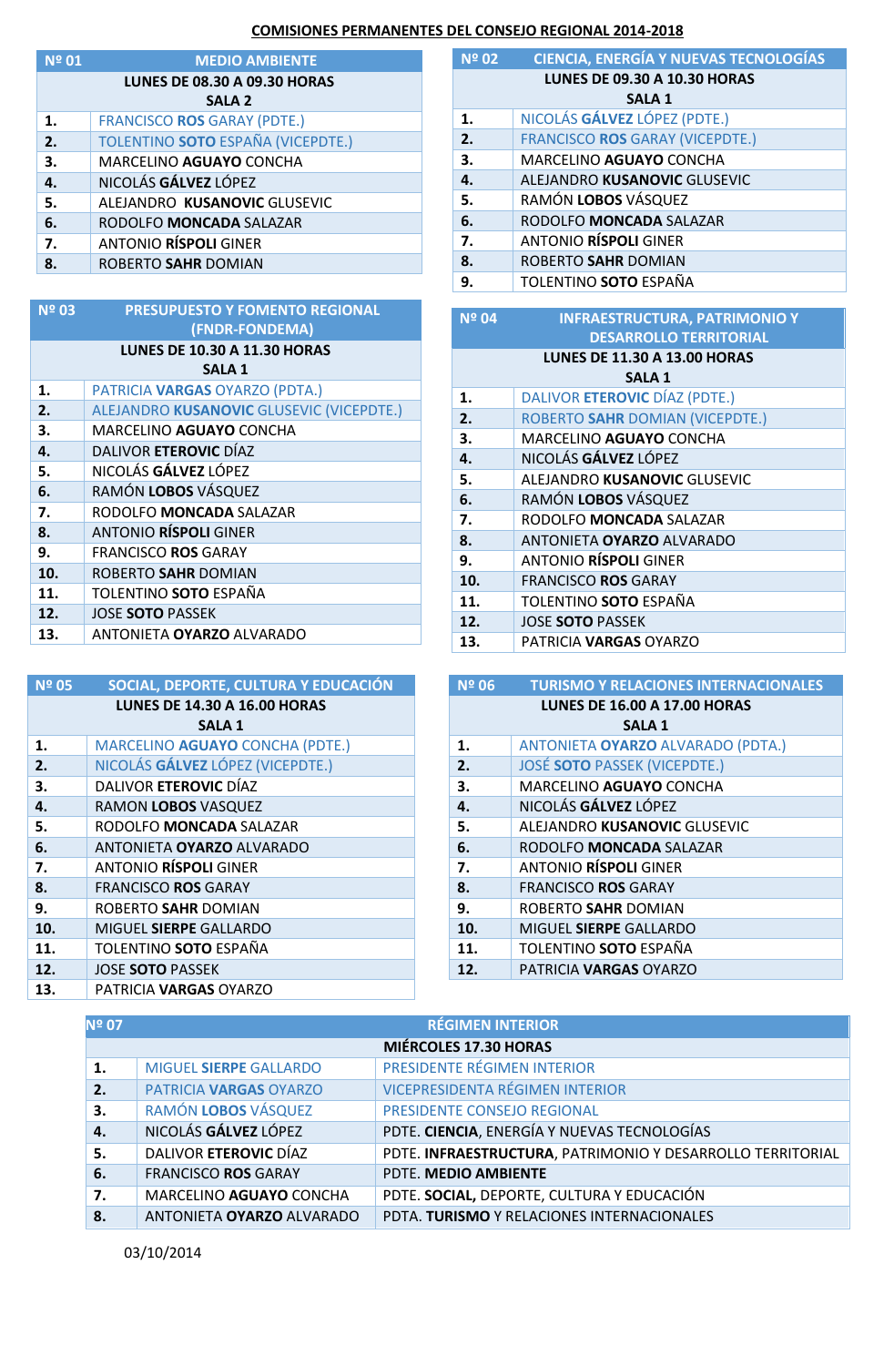# COMISIONES PERMANENTES DEL CONSEJO REGIONAL 2014-2018

| Nº 01 | MEDIO AMBIENTE |
|---|---|
| | LUNES DE 08.30 A 09.30 HORAS<br>SALA 2 |
| 1. | FRANCISCO **ROS** GARAY (PDTE.) |
| 2. | TOLENTINO **SOTO** ESPAÑA (VICEPDTE.) |
| 3. | MARCELINO **AGUAYO** CONCHA |
| 4. | NICOLÁS **GÁLVEZ** LÓPEZ |
| 5. | ALEJANDRO **KUSANOVIC** GLUSEVIC |
| 6. | RODOLFO **MONCADA** SALAZAR |
| 7. | ANTONIO **RÍSPOLI** GINER |
| 8. | ROBERTO **SAHR** DOMIAN |

| Nº 02 | CIENCIA, ENERGÍA Y NUEVAS TECNOLOGÍAS |
|---|---|
| | LUNES DE 09.30 A 10.30 HORAS<br>SALA 1 |
| 1. | NICOLÁS **GÁLVEZ** LÓPEZ (PDTE.) |
| 2. | FRANCISCO **ROS** GARAY (VICEPDTE.) |
| 3. | MARCELINO **AGUAYO** CONCHA |
| 4. | ALEJANDRO **KUSANOVIC** GLUSEVIC |
| 5. | RAMÓN **LOBOS** VÁSQUEZ |
| 6. | RODOLFO **MONCADA** SALAZAR |
| 7. | ANTONIO **RÍSPOLI** GINER |
| 8. | ROBERTO **SAHR** DOMIAN |
| 9. | TOLENTINO **SOTO** ESPAÑA |

| Nº 03 | PRESUPUESTO Y FOMENTO REGIONAL (FNDR-FONDEMA) |
|---|---|
| | LUNES DE 10.30 A 11.30 HORAS<br>SALA 1 |
| 1. | PATRICIA **VARGAS** OYARZO (PDTA.) |
| 2. | ALEJANDRO **KUSANOVIC** GLUSEVIC (VICEPDTE.) |
| 3. | MARCELINO **AGUAYO** CONCHA |
| 4. | DALIVOR **ETEROVIC** DÍAZ |
| 5. | NICOLÁS **GÁLVEZ** LÓPEZ |
| 6. | RAMÓN **LOBOS** VÁSQUEZ |
| 7. | RODOLFO **MONCADA** SALAZAR |
| 8. | ANTONIO **RÍSPOLI** GINER |
| 9. | FRANCISCO **ROS** GARAY |
| 10. | ROBERTO **SAHR** DOMIAN |
| 11. | TOLENTINO **SOTO** ESPAÑA |
| 12. | JOSE **SOTO** PASSEK |
| 13. | ANTONIETA **OYARZO** ALVARADO |

| Nº 04 | INFRAESTRUCTURA, PATRIMONIO Y DESARROLLO TERRITORIAL |
|---|---|
| | LUNES DE 11.30 A 13.00 HORAS<br>SALA 1 |
| 1. | DALIVOR **ETEROVIC** DÍAZ (PDTE.) |
| 2. | ROBERTO **SAHR** DOMIAN (VICEPDTE.) |
| 3. | MARCELINO **AGUAYO** CONCHA |
| 4. | NICOLÁS **GÁLVEZ** LÓPEZ |
| 5. | ALEJANDRO **KUSANOVIC** GLUSEVIC |
| 6. | RAMÓN **LOBOS** VÁSQUEZ |
| 7. | RODOLFO **MONCADA** SALAZAR |
| 8. | ANTONIETA **OYARZO** ALVARADO |
| 9. | ANTONIO **RÍSPOLI** GINER |
| 10. | FRANCISCO **ROS** GARAY |
| 11. | TOLENTINO **SOTO** ESPAÑA |
| 12. | JOSE **SOTO** PASSEK |
| 13. | PATRICIA **VARGAS** OYARZO |

| Nº 05 | SOCIAL, DEPORTE, CULTURA Y EDUCACIÓN |
|---|---|
| | LUNES DE 14.30 A 16.00 HORAS<br>SALA 1 |
| 1. | MARCELINO **AGUAYO** CONCHA (PDTE.) |
| 2. | NICOLÁS **GÁLVEZ** LÓPEZ (VICEPDTE.) |
| 3. | DALIVOR **ETEROVIC** DÍAZ |
| 4. | RAMON **LOBOS** VASQUEZ |
| 5. | RODOLFO **MONCADA** SALAZAR |
| 6. | ANTONIETA **OYARZO** ALVARADO |
| 7. | ANTONIO **RÍSPOLI** GINER |
| 8. | FRANCISCO **ROS** GARAY |
| 9. | ROBERTO **SAHR** DOMIAN |
| 10. | MIGUEL **SIERPE** GALLARDO |
| 11. | TOLENTINO **SOTO** ESPAÑA |
| 12. | JOSE **SOTO** PASSEK |
| 13. | PATRICIA **VARGAS** OYARZO |

| Nº 06 | TURISMO Y RELACIONES INTERNACIONALES |
|---|---|
| | LUNES DE 16.00 A 17.00 HORAS<br>SALA 1 |
| 1. | ANTONIETA **OYARZO** ALVARADO (PDTA.) |
| 2. | JOSÉ **SOTO** PASSEK (VICEPDTE.) |
| 3. | MARCELINO **AGUAYO** CONCHA |
| 4. | NICOLÁS **GÁLVEZ** LÓPEZ |
| 5. | ALEJANDRO **KUSANOVIC** GLUSEVIC |
| 6. | RODOLFO **MONCADA** SALAZAR |
| 7. | ANTONIO **RÍSPOLI** GINER |
| 8. | FRANCISCO **ROS** GARAY |
| 9. | ROBERTO **SAHR** DOMIAN |
| 10. | MIGUEL **SIERPE** GALLARDO |
| 11. | TOLENTINO **SOTO** ESPAÑA |
| 12. | PATRICIA **VARGAS** OYARZO |

| Nº 07 | RÉGIMEN INTERIOR | |
|---|---|---|
| | MIÉRCOLES 17.30 HORAS | |
| 1. | MIGUEL **SIERPE** GALLARDO | PRESIDENTE RÉGIMEN INTERIOR |
| 2. | PATRICIA **VARGAS** OYARZO | VICEPRESIDENTA RÉGIMEN INTERIOR |
| 3. | RAMÓN **LOBOS** VÁSQUEZ | PRESIDENTE CONSEJO REGIONAL |
| 4. | NICOLÁS **GÁLVEZ** LÓPEZ | PDTE. **CIENCIA**, ENERGÍA Y NUEVAS TECNOLOGÍAS |
| 5. | DALIVOR **ETEROVIC** DÍAZ | PDTE. **INFRAESTRUCTURA**, PATRIMONIO Y DESARROLLO TERRITORIAL |
| 6. | FRANCISCO **ROS** GARAY | PDTE. **MEDIO AMBIENTE** |
| 7. | MARCELINO **AGUAYO** CONCHA | PDTE. **SOCIAL**, DEPORTE, CULTURA Y EDUCACIÓN |
| 8. | ANTONIETA **OYARZO** ALVARADO | PDTA. **TURISMO** Y RELACIONES INTERNACIONALES |

03/10/2014